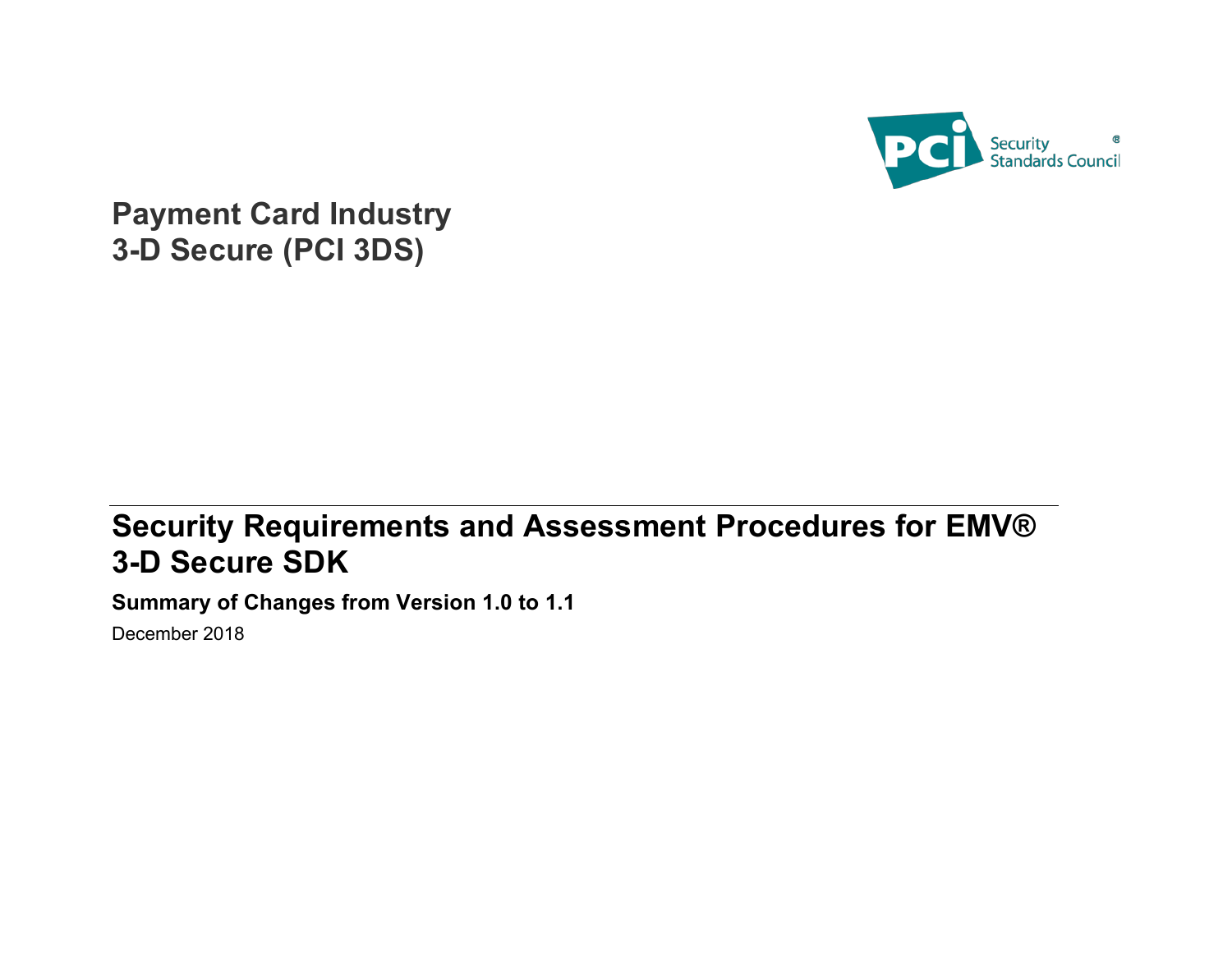# Payment Card Industry 3-D Secure (PCI 3DS)

## Security Requirements and Assessment Procedures for EMV® 3-D Secure SDK

**Summary of Changes from Version 1.0 to 1.1**

December 2018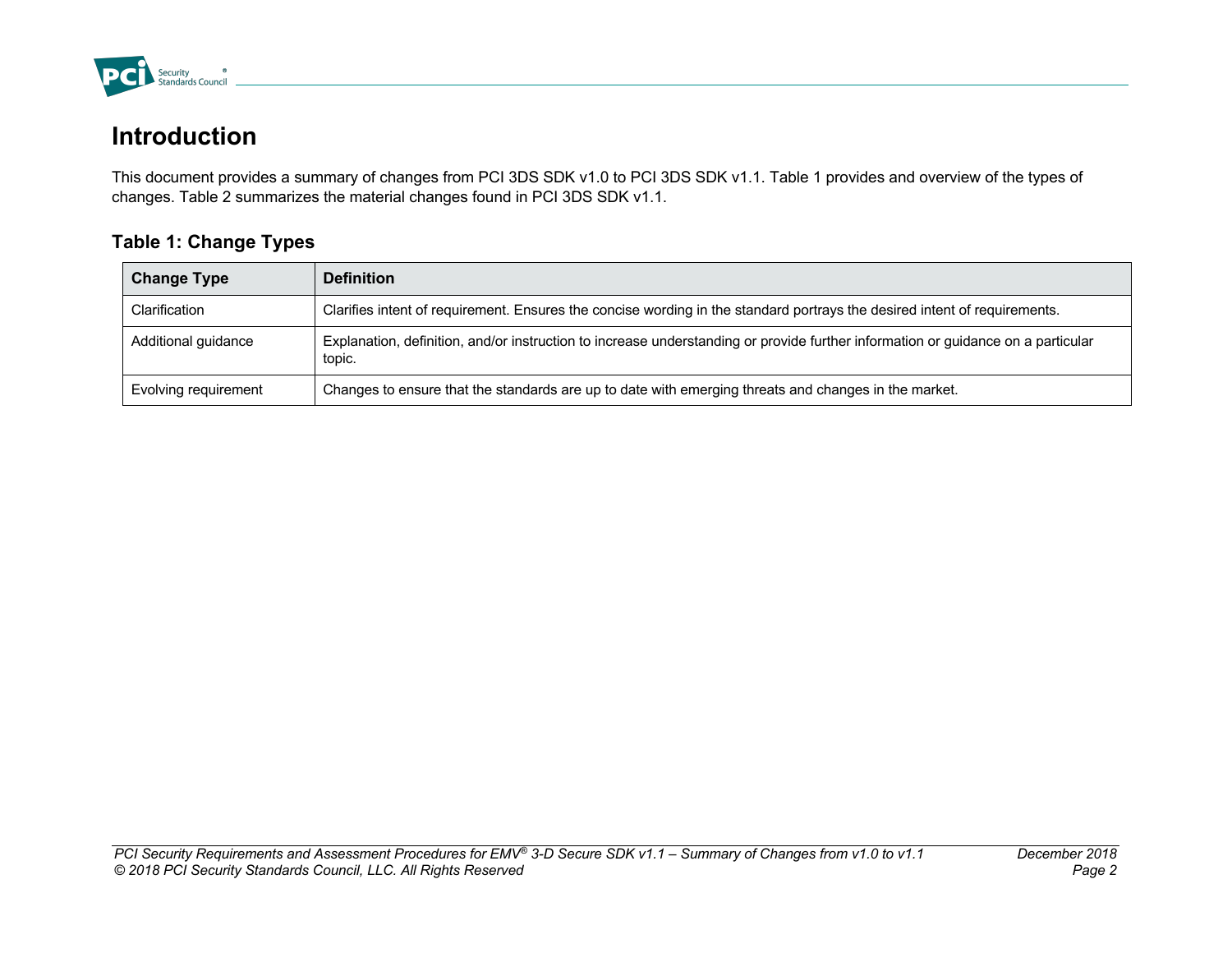# Introduction

This document provides a summary of changes from PCI 3DS SDK v1.0 to PCI 3DS SDK v1.1. Table 1 provides and overview of the types of changes. Table 2 summarizes the material changes found in PCI 3DS SDK v1.1.

## Table 1: Change Types

| Change Type | Definition |
|---|---|
| Clarification | Clarifies intent of requirement. Ensures the concise wording in the standard portrays the desired intent of requirements. |
| Additional guidance | Explanation, definition, and/or instruction to increase understanding or provide further information or guidance on a particular topic. |
| Evolving requirement | Changes to ensure that the standards are up to date with emerging threats and changes in the market. |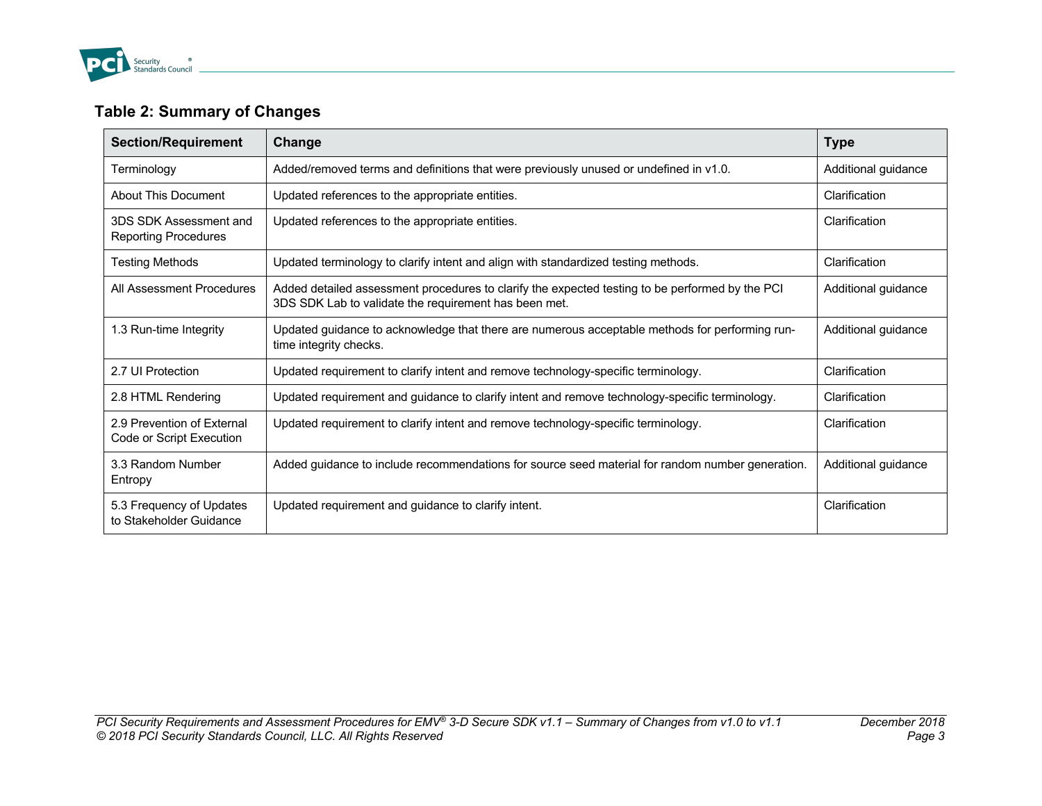## Table 2: Summary of Changes

| Section/Requirement | Change | Type |
|---|---|---|
| Terminology | Added/removed terms and definitions that were previously unused or undefined in v1.0. | Additional guidance |
| About This Document | Updated references to the appropriate entities. | Clarification |
| 3DS SDK Assessment and Reporting Procedures | Updated references to the appropriate entities. | Clarification |
| Testing Methods | Updated terminology to clarify intent and align with standardized testing methods. | Clarification |
| All Assessment Procedures | Added detailed assessment procedures to clarify the expected testing to be performed by the PCI 3DS SDK Lab to validate the requirement has been met. | Additional guidance |
| 1.3 Run-time Integrity | Updated guidance to acknowledge that there are numerous acceptable methods for performing run-time integrity checks. | Additional guidance |
| 2.7 UI Protection | Updated requirement to clarify intent and remove technology-specific terminology. | Clarification |
| 2.8 HTML Rendering | Updated requirement and guidance to clarify intent and remove technology-specific terminology. | Clarification |
| 2.9 Prevention of External Code or Script Execution | Updated requirement to clarify intent and remove technology-specific terminology. | Clarification |
| 3.3 Random Number Entropy | Added guidance to include recommendations for source seed material for random number generation. | Additional guidance |
| 5.3 Frequency of Updates to Stakeholder Guidance | Updated requirement and guidance to clarify intent. | Clarification |